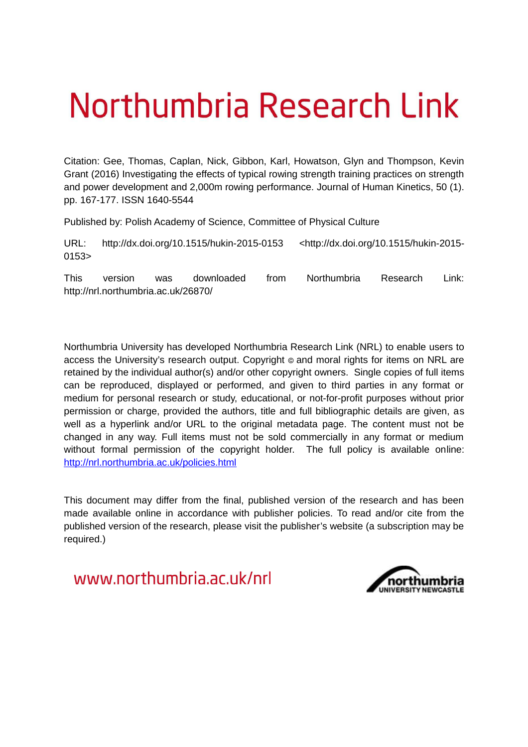# Northumbria Research Link

Citation: Gee, Thomas, Caplan, Nick, Gibbon, Karl, Howatson, Glyn and Thompson, Kevin Grant (2016) Investigating the effects of typical rowing strength training practices on strength and power development and 2,000m rowing performance. Journal of Human Kinetics, 50 (1). pp. 167-177. ISSN 1640-5544

Published by: Polish Academy of Science, Committee of Physical Culture

URL: http://dx.doi.org/10.1515/hukin-2015-0153 <http://dx.doi.org/10.1515/hukin-2015-0153>

This version was downloaded from Northumbria Research Link: http://nrl.northumbria.ac.uk/26870/

Northumbria University has developed Northumbria Research Link (NRL) to enable users to access the University's research output. Copyright © and moral rights for items on NRL are retained by the individual author(s) and/or other copyright owners. Single copies of full items can be reproduced, displayed or performed, and given to third parties in any format or medium for personal research or study, educational, or not-for-profit purposes without prior permission or charge, provided the authors, title and full bibliographic details are given, as well as a hyperlink and/or URL to the original metadata page. The content must not be changed in any way. Full items must not be sold commercially in any format or medium without formal permission of the copyright holder. The full policy is available online: http://nrl.northumbria.ac.uk/policies.html

This document may differ from the final, published version of the research and has been made available online in accordance with publisher policies. To read and/or cite from the published version of the research, please visit the publisher's website (a subscription may be required.)

www.northumbria.ac.uk/nrl

northumbria UNIVERSITY NEWCASTLE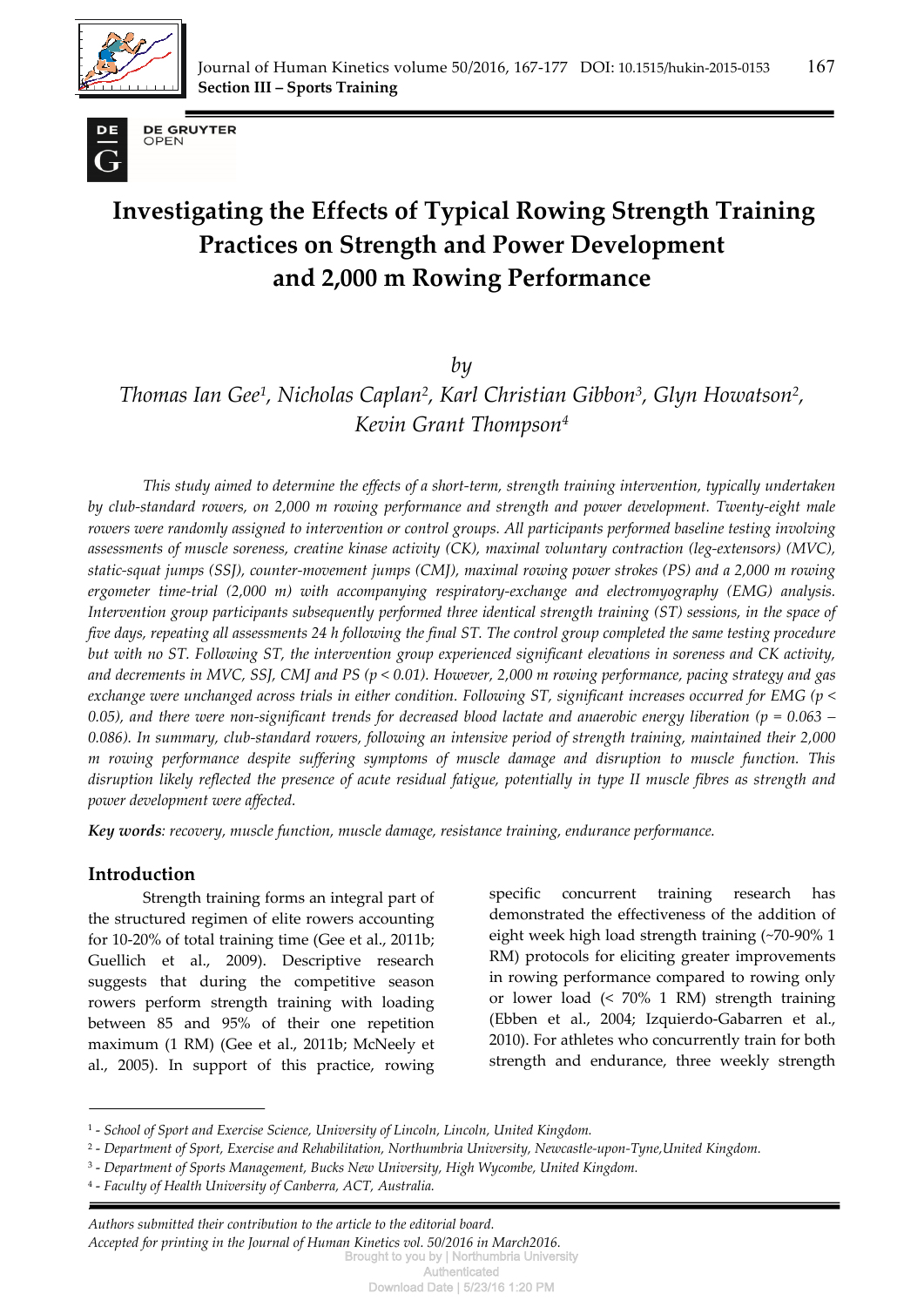# Investigating the Effects of Typical Rowing Strength Training Practices on Strength and Power Development and 2,000 m Rowing Performance

*by*

*Thomas Ian Gee[1], Nicholas Caplan[2], Karl Christian Gibbon[3], Glyn Howatson[2], Kevin Grant Thompson[4]*

*This study aimed to determine the effects of a short-term, strength training intervention, typically undertaken by club-standard rowers, on 2,000 m rowing performance and strength and power development. Twenty-eight male rowers were randomly assigned to intervention or control groups. All participants performed baseline testing involving assessments of muscle soreness, creatine kinase activity (CK), maximal voluntary contraction (leg-extensors) (MVC), static-squat jumps (SSJ), counter-movement jumps (CMJ), maximal rowing power strokes (PS) and a 2,000 m rowing ergometer time-trial (2,000 m) with accompanying respiratory-exchange and electromyography (EMG) analysis. Intervention group participants subsequently performed three identical strength training (ST) sessions, in the space of five days, repeating all assessments 24 h following the final ST. The control group completed the same testing procedure but with no ST. Following ST, the intervention group experienced significant elevations in soreness and CK activity, and decrements in MVC, SSJ, CMJ and PS ($p < 0.01$). However, 2,000 m rowing performance, pacing strategy and gas exchange were unchanged across trials in either condition. Following ST, significant increases occurred for EMG ($p < 0.05$), and there were non-significant trends for decreased blood lactate and anaerobic energy liberation ($p = 0.063 – 0.086$). In summary, club-standard rowers, following an intensive period of strength training, maintained their 2,000 m rowing performance despite suffering symptoms of muscle damage and disruption to muscle function. This disruption likely reflected the presence of acute residual fatigue, potentially in type II muscle fibres as strength and power development were affected.*

**Key words**: *recovery, muscle function, muscle damage, resistance training, endurance performance.*

## Introduction

Strength training forms an integral part of the structured regimen of elite rowers accounting for 10-20% of total training time (Gee et al., 2011b; Guellich et al., 2009). Descriptive research suggests that during the competitive season rowers perform strength training with loading between 85 and 95% of their one repetition maximum (1 RM) (Gee et al., 2011b; McNeely et al., 2005). In support of this practice, rowing specific concurrent training research has demonstrated the effectiveness of the addition of eight week high load strength training (~70-90% 1 RM) protocols for eliciting greater improvements in rowing performance compared to rowing only or lower load (< 70% 1 RM) strength training (Ebben et al., 2004; Izquierdo-Gabarren et al., 2010). For athletes who concurrently train for both strength and endurance, three weekly strength

[1] - *School of Sport and Exercise Science, University of Lincoln, Lincoln, United Kingdom.*
[2] - *Department of Sport, Exercise and Rehabilitation, Northumbria University, Newcastle-upon-Tyne,United Kingdom.*
[3] - *Department of Sports Management, Bucks New University, High Wycombe, United Kingdom.*
[4] - *Faculty of Health University of Canberra, ACT, Australia.*

*Authors submitted their contribution to the article to the editorial board.*
*Accepted for printing in the Journal of Human Kinetics vol. 50/2016 in March2016.*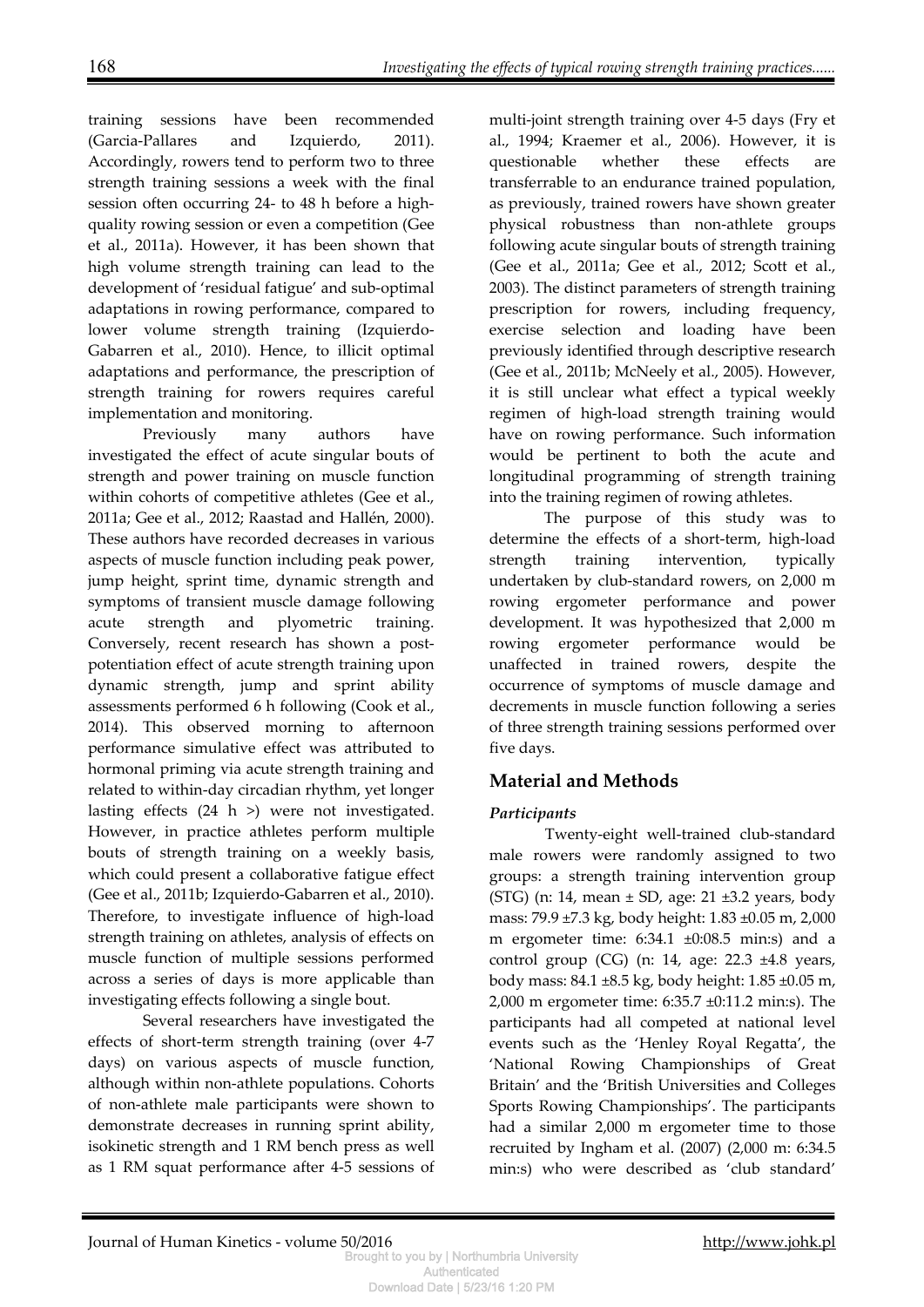training sessions have been recommended (Garcia-Pallares and Izquierdo, 2011). Accordingly, rowers tend to perform two to three strength training sessions a week with the final session often occurring 24- to 48 h before a high-quality rowing session or even a competition (Gee et al., 2011a). However, it has been shown that high volume strength training can lead to the development of 'residual fatigue' and sub-optimal adaptations in rowing performance, compared to lower volume strength training (Izquierdo-Gabarren et al., 2010). Hence, to illicit optimal adaptations and performance, the prescription of strength training for rowers requires careful implementation and monitoring.

Previously many authors have investigated the effect of acute singular bouts of strength and power training on muscle function within cohorts of competitive athletes (Gee et al., 2011a; Gee et al., 2012; Raastad and Hallén, 2000). These authors have recorded decreases in various aspects of muscle function including peak power, jump height, sprint time, dynamic strength and symptoms of transient muscle damage following acute strength and plyometric training. Conversely, recent research has shown a post-potentiation effect of acute strength training upon dynamic strength, jump and sprint ability assessments performed 6 h following (Cook et al., 2014). This observed morning to afternoon performance simulative effect was attributed to hormonal priming via acute strength training and related to within-day circadian rhythm, yet longer lasting effects (24 h >) were not investigated. However, in practice athletes perform multiple bouts of strength training on a weekly basis, which could present a collaborative fatigue effect (Gee et al., 2011b; Izquierdo-Gabarren et al., 2010). Therefore, to investigate influence of high-load strength training on athletes, analysis of effects on muscle function of multiple sessions performed across a series of days is more applicable than investigating effects following a single bout.

Several researchers have investigated the effects of short-term strength training (over 4-7 days) on various aspects of muscle function, although within non-athlete populations. Cohorts of non-athlete male participants were shown to demonstrate decreases in running sprint ability, isokinetic strength and 1 RM bench press as well as 1 RM squat performance after 4-5 sessions of multi-joint strength training over 4-5 days (Fry et al., 1994; Kraemer et al., 2006). However, it is questionable whether these effects are transferrable to an endurance trained population, as previously, trained rowers have shown greater physical robustness than non-athlete groups following acute singular bouts of strength training (Gee et al., 2011a; Gee et al., 2012; Scott et al., 2003). The distinct parameters of strength training prescription for rowers, including frequency, exercise selection and loading have been previously identified through descriptive research (Gee et al., 2011b; McNeely et al., 2005). However, it is still unclear what effect a typical weekly regimen of high-load strength training would have on rowing performance. Such information would be pertinent to both the acute and longitudinal programming of strength training into the training regimen of rowing athletes.

The purpose of this study was to determine the effects of a short-term, high-load strength training intervention, typically undertaken by club-standard rowers, on 2,000 m rowing ergometer performance and power development. It was hypothesized that 2,000 m rowing ergometer performance would be unaffected in trained rowers, despite the occurrence of symptoms of muscle damage and decrements in muscle function following a series of three strength training sessions performed over five days.

## Material and Methods

### *Participants*

Twenty-eight well-trained club-standard male rowers were randomly assigned to two groups: a strength training intervention group (STG) (n: 14, mean ± SD, age: 21 ±3.2 years, body mass: 79.9 ±7.3 kg, body height: 1.83 ±0.05 m, 2,000 m ergometer time: 6:34.1 ±0:08.5 min:s) and a control group (CG) (n: 14, age: 22.3 ±4.8 years, body mass: 84.1 ±8.5 kg, body height: 1.85 ±0.05 m, 2,000 m ergometer time: 6:35.7 ±0:11.2 min:s). The participants had all competed at national level events such as the 'Henley Royal Regatta', the 'National Rowing Championships of Great Britain' and the 'British Universities and Colleges Sports Rowing Championships'. The participants had a similar 2,000 m ergometer time to those recruited by Ingham et al. (2007) (2,000 m: 6:34.5 min:s) who were described as 'club standard'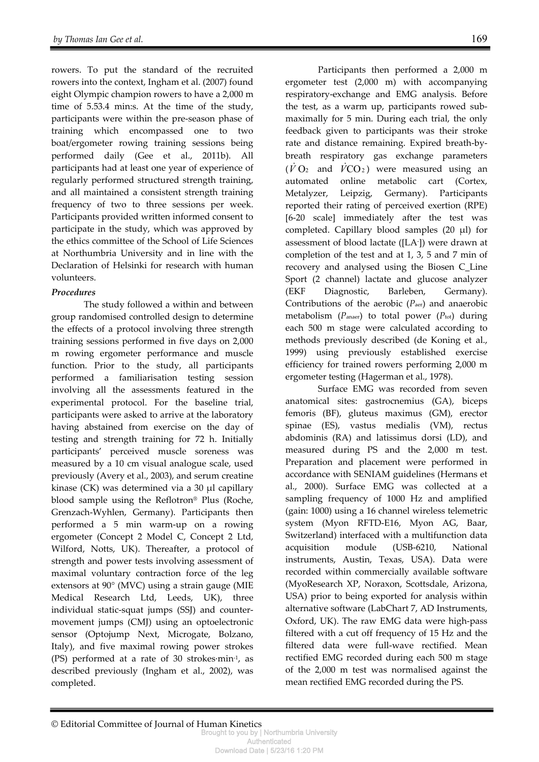rowers. To put the standard of the recruited rowers into the context, Ingham et al. (2007) found eight Olympic champion rowers to have a 2,000 m time of 5.53.4 min:s. At the time of the study, participants were within the pre-season phase of training which encompassed one to two boat/ergometer rowing training sessions being performed daily (Gee et al., 2011b). All participants had at least one year of experience of regularly performed structured strength training, and all maintained a consistent strength training frequency of two to three sessions per week. Participants provided written informed consent to participate in the study, which was approved by the ethics committee of the School of Life Sciences at Northumbria University and in line with the Declaration of Helsinki for research with human volunteers.

***Procedures***

The study followed a within and between group randomised controlled design to determine the effects of a protocol involving three strength training sessions performed in five days on 2,000 m rowing ergometer performance and muscle function. Prior to the study, all participants performed a familiarisation testing session involving all the assessments featured in the experimental protocol. For the baseline trial, participants were asked to arrive at the laboratory having abstained from exercise on the day of testing and strength training for 72 h. Initially participants' perceived muscle soreness was measured by a 10 cm visual analogue scale, used previously (Avery et al., 2003), and serum creatine kinase (CK) was determined via a 30 μl capillary blood sample using the Reflotron® Plus (Roche, Grenzach-Wyhlen, Germany). Participants then performed a 5 min warm-up on a rowing ergometer (Concept 2 Model C, Concept 2 Ltd, Wilford, Notts, UK). Thereafter, a protocol of strength and power tests involving assessment of maximal voluntary contraction force of the leg extensors at 90° (MVC) using a strain gauge (MIE Medical Research Ltd, Leeds, UK), three individual static-squat jumps (SSJ) and counter-movement jumps (CMJ) using an optoelectronic sensor (Optojump Next, Microgate, Bolzano, Italy), and five maximal rowing power strokes (PS) performed at a rate of 30 strokes·min$^{-1}$, as described previously (Ingham et al., 2002), was completed.

Participants then performed a 2,000 m ergometer test (2,000 m) with accompanying respiratory-exchange and EMG analysis. Before the test, as a warm up, participants rowed sub-maximally for 5 min. During each trial, the only feedback given to participants was their stroke rate and distance remaining. Expired breath-by-breath respiratory gas exchange parameters ($\dot{V}O_2$ and $\dot{V}CO_2$) were measured using an automated online metabolic cart (Cortex, Metalyzer, Leipzig, Germany). Participants reported their rating of perceived exertion (RPE) [6-20 scale] immediately after the test was completed. Capillary blood samples (20 μl) for assessment of blood lactate ([LA$^-$]) were drawn at completion of the test and at 1, 3, 5 and 7 min of recovery and analysed using the Biosen C_Line Sport (2 channel) lactate and glucose analyzer (EKF Diagnostic, Barleben, Germany). Contributions of the aerobic ($P_{aer}$) and anaerobic metabolism ($P_{anaer}$) to total power ($P_{tot}$) during each 500 m stage were calculated according to methods previously described (de Koning et al., 1999) using previously established exercise efficiency for trained rowers performing 2,000 m ergometer testing (Hagerman et al., 1978).

Surface EMG was recorded from seven anatomical sites: gastrocnemius (GA), biceps femoris (BF), gluteus maximus (GM), erector spinae (ES), vastus medialis (VM), rectus abdominis (RA) and latissimus dorsi (LD), and measured during PS and the 2,000 m test. Preparation and placement were performed in accordance with SENIAM guidelines (Hermans et al., 2000). Surface EMG was collected at a sampling frequency of 1000 Hz and amplified (gain: 1000) using a 16 channel wireless telemetric system (Myon RFTD-E16, Myon AG, Baar, Switzerland) interfaced with a multifunction data acquisition module (USB-6210, National instruments, Austin, Texas, USA). Data were recorded within commercially available software (MyoResearch XP, Noraxon, Scottsdale, Arizona, USA) prior to being exported for analysis within alternative software (LabChart 7, AD Instruments, Oxford, UK). The raw EMG data were high-pass filtered with a cut off frequency of 15 Hz and the filtered data were full-wave rectified. Mean rectified EMG recorded during each 500 m stage of the 2,000 m test was normalised against the mean rectified EMG recorded during the PS.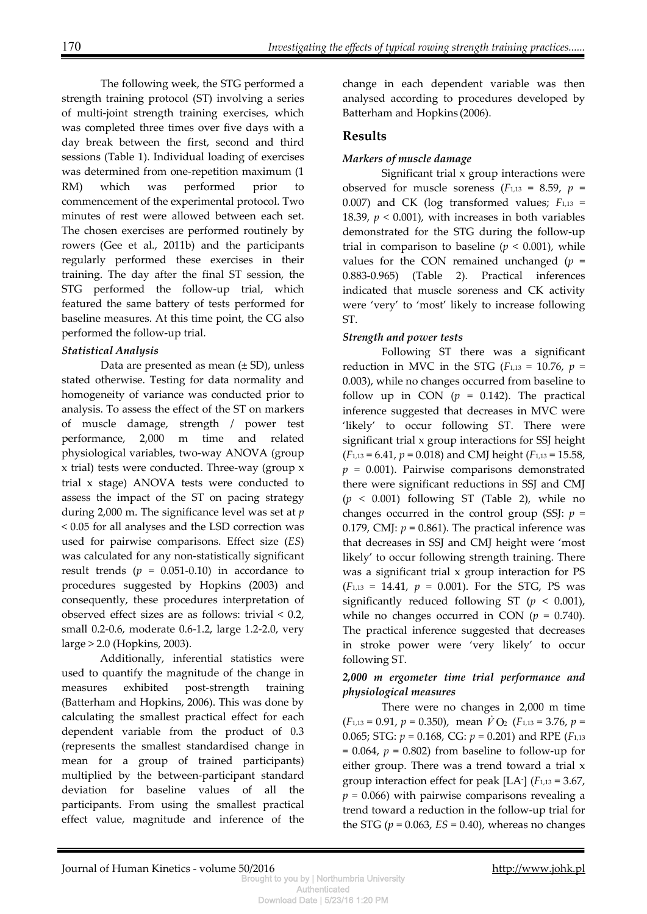The following week, the STG performed a strength training protocol (ST) involving a series of multi-joint strength training exercises, which was completed three times over five days with a day break between the first, second and third sessions (Table 1). Individual loading of exercises was determined from one-repetition maximum (1 RM) which was performed prior to commencement of the experimental protocol. Two minutes of rest were allowed between each set. The chosen exercises are performed routinely by rowers (Gee et al., 2011b) and the participants regularly performed these exercises in their training. The day after the final ST session, the STG performed the follow-up trial, which featured the same battery of tests performed for baseline measures. At this time point, the CG also performed the follow-up trial.

### *Statistical Analysis*

Data are presented as mean (± SD), unless stated otherwise. Testing for data normality and homogeneity of variance was conducted prior to analysis. To assess the effect of the ST on markers of muscle damage, strength / power test performance, 2,000 m time and related physiological variables, two-way ANOVA (group x trial) tests were conducted. Three-way (group x trial x stage) ANOVA tests were conducted to assess the impact of the ST on pacing strategy during 2,000 m. The significance level was set at $p < 0.05$ for all analyses and the LSD correction was used for pairwise comparisons. Effect size (*ES*) was calculated for any non-statistically significant result trends ($p$ = 0.051-0.10) in accordance to procedures suggested by Hopkins (2003) and consequently, these procedures interpretation of observed effect sizes are as follows: trivial < 0.2, small 0.2-0.6, moderate 0.6-1.2, large 1.2-2.0, very large > 2.0 (Hopkins, 2003).

Additionally, inferential statistics were used to quantify the magnitude of the change in measures exhibited post-strength training (Batterham and Hopkins, 2006). This was done by calculating the smallest practical effect for each dependent variable from the product of 0.3 (represents the smallest standardised change in mean for a group of trained participants) multiplied by the between-participant standard deviation for baseline values of all the participants. From using the smallest practical effect value, magnitude and inference of the change in each dependent variable was then analysed according to procedures developed by Batterham and Hopkins (2006).

## Results

### *Markers of muscle damage*

Significant trial x group interactions were observed for muscle soreness ($F_{1,13}$ = 8.59, $p$ = 0.007) and CK (log transformed values; $F_{1,13}$ = 18.39, $p < 0.001$), with increases in both variables demonstrated for the STG during the follow-up trial in comparison to baseline ($p < 0.001$), while values for the CON remained unchanged ($p$ = 0.883-0.965) (Table 2). Practical inferences indicated that muscle soreness and CK activity were 'very' to 'most' likely to increase following ST.

### *Strength and power tests*

Following ST there was a significant reduction in MVC in the STG ($F_{1,13}$ = 10.76, $p$ = 0.003), while no changes occurred from baseline to follow up in CON ($p$ = 0.142). The practical inference suggested that decreases in MVC were 'likely' to occur following ST. There were significant trial x group interactions for SSJ height ($F_{1,13}$ = 6.41, $p$ = 0.018) and CMJ height ($F_{1,13}$ = 15.58, $p$ = 0.001). Pairwise comparisons demonstrated there were significant reductions in SSJ and CMJ ($p < 0.001$) following ST (Table 2), while no changes occurred in the control group (SSJ: $p$ = 0.179, CMJ: $p$ = 0.861). The practical inference was that decreases in SSJ and CMJ height were 'most likely' to occur following strength training. There was a significant trial x group interaction for PS ($F_{1,13}$ = 14.41, $p$ = 0.001). For the STG, PS was significantly reduced following ST ($p < 0.001$), while no changes occurred in CON ($p$ = 0.740). The practical inference suggested that decreases in stroke power were 'very likely' to occur following ST.

### *2,000 m ergometer time trial performance and physiological measures*

There were no changes in 2,000 m time ($F_{1,13}$ = 0.91, $p$ = 0.350), mean $\dot{V}O_2$ ($F_{1,13}$ = 3.76, $p$ = 0.065; STG: $p$ = 0.168, CG: $p$ = 0.201) and RPE ($F_{1,13}$ = 0.064, $p$ = 0.802) from baseline to follow-up for either group. There was a trend toward a trial x group interaction effect for peak [$LA^-$] ($F_{1,13}$ = 3.67, $p$ = 0.066) with pairwise comparisons revealing a trend toward a reduction in the follow-up trial for the STG ($p$ = 0.063, *ES* = 0.40), whereas no changes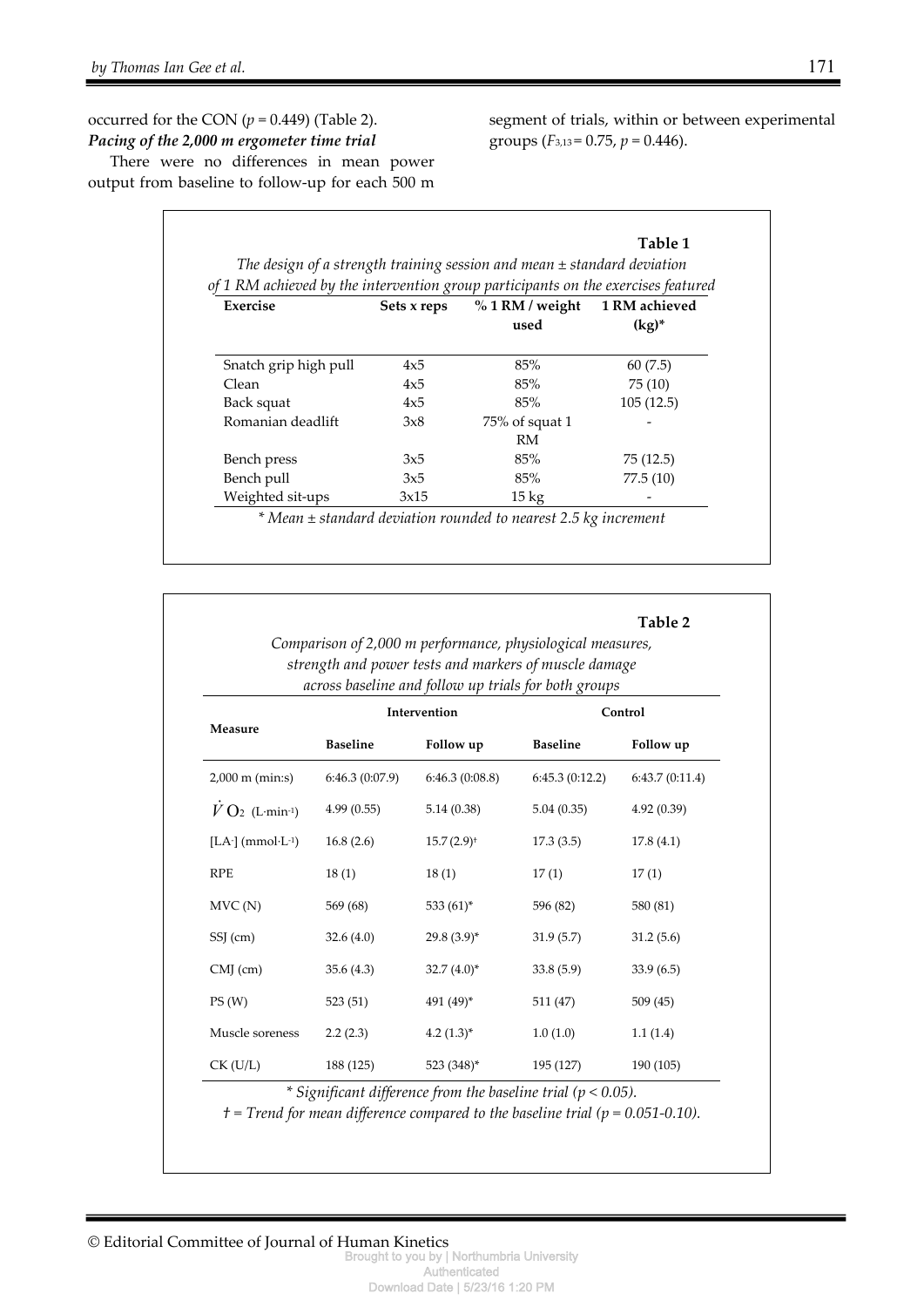occurred for the CON ($p$ = 0.449) (Table 2).

***Pacing of the 2,000 m ergometer time trial***

There were no differences in mean power output from baseline to follow-up for each 500 m segment of trials, within or between experimental groups ($F_{3,13}$ = 0.75, $p$ = 0.446).

**Table 1**

*The design of a strength training session and mean ± standard deviation of 1 RM achieved by the intervention group participants on the exercises featured*

| Exercise | Sets x reps | % 1 RM / weight used | 1 RM achieved (kg)* |
|---|---|---|---|
| Snatch grip high pull | 4x5 | 85% | 60 (7.5) |
| Clean | 4x5 | 85% | 75 (10) |
| Back squat | 4x5 | 85% | 105 (12.5) |
| Romanian deadlift | 3x8 | 75% of squat 1 RM | - |
| Bench press | 3x5 | 85% | 75 (12.5) |
| Bench pull | 3x5 | 85% | 77.5 (10) |
| Weighted sit-ups | 3x15 | 15 kg | - |

*\* Mean ± standard deviation rounded to nearest 2.5 kg increment*

**Table 2**

*Comparison of 2,000 m performance, physiological measures, strength and power tests and markers of muscle damage across baseline and follow up trials for both groups*

| Measure | Intervention | | Control | |
|---|---|---|---|---|
| | Baseline | Follow up | Baseline | Follow up |
| 2,000 m (min:s) | 6:46.3 (0:07.9) | 6:46.3 (0:08.8) | 6:45.3 (0:12.2) | 6:43.7 (0:11.4) |
| $\dot{V}O_2$ (L·min$^{-1}$) | 4.99 (0.55) | 5.14 (0.38) | 5.04 (0.35) | 4.92 (0.39) |
| [LA$^-$] (mmol·L$^{-1}$) | 16.8 (2.6) | 15.7 (2.9)† | 17.3 (3.5) | 17.8 (4.1) |
| RPE | 18 (1) | 18 (1) | 17 (1) | 17 (1) |
| MVC (N) | 569 (68) | 533 (61)* | 596 (82) | 580 (81) |
| SSJ (cm) | 32.6 (4.0) | 29.8 (3.9)* | 31.9 (5.7) | 31.2 (5.6) |
| CMJ (cm) | 35.6 (4.3) | 32.7 (4.0)* | 33.8 (5.9) | 33.9 (6.5) |
| PS (W) | 523 (51) | 491 (49)* | 511 (47) | 509 (45) |
| Muscle soreness | 2.2 (2.3) | 4.2 (1.3)* | 1.0 (1.0) | 1.1 (1.4) |
| CK (U/L) | 188 (125) | 523 (348)* | 195 (127) | 190 (105) |

*\* Significant difference from the baseline trial ($p$ < 0.05).*

*† = Trend for mean difference compared to the baseline trial ($p$ = 0.051-0.10).*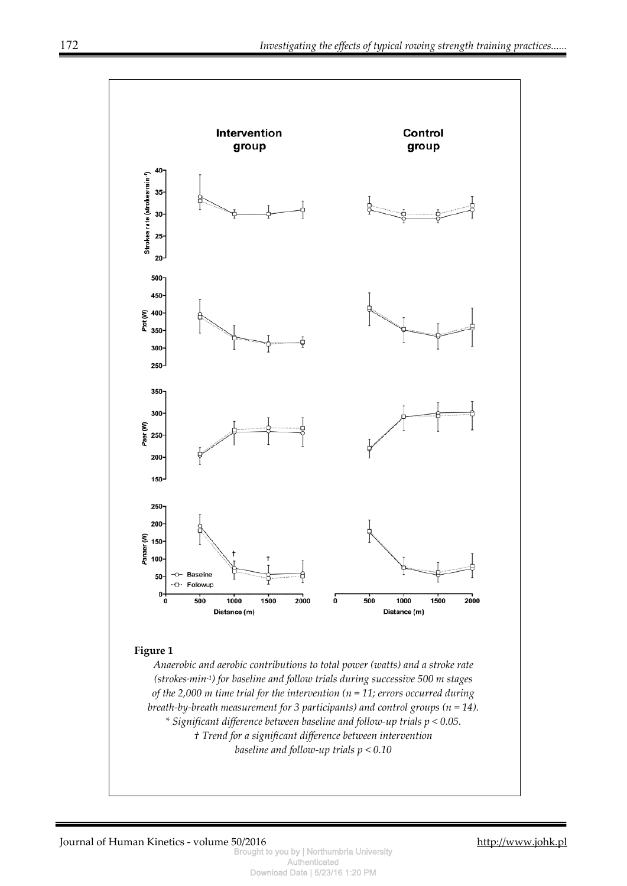**Figure 1**

*Anaerobic and aerobic contributions to total power (watts) and a stroke rate (strokes·min-1) for baseline and follow trials during successive 500 m stages of the 2,000 m time trial for the intervention (n = 11; errors occurred during breath-by-breath measurement for 3 participants) and control groups (n = 14).*
*\* Significant difference between baseline and follow-up trials p < 0.05.*
*† Trend for a significant difference between intervention baseline and follow-up trials p < 0.10*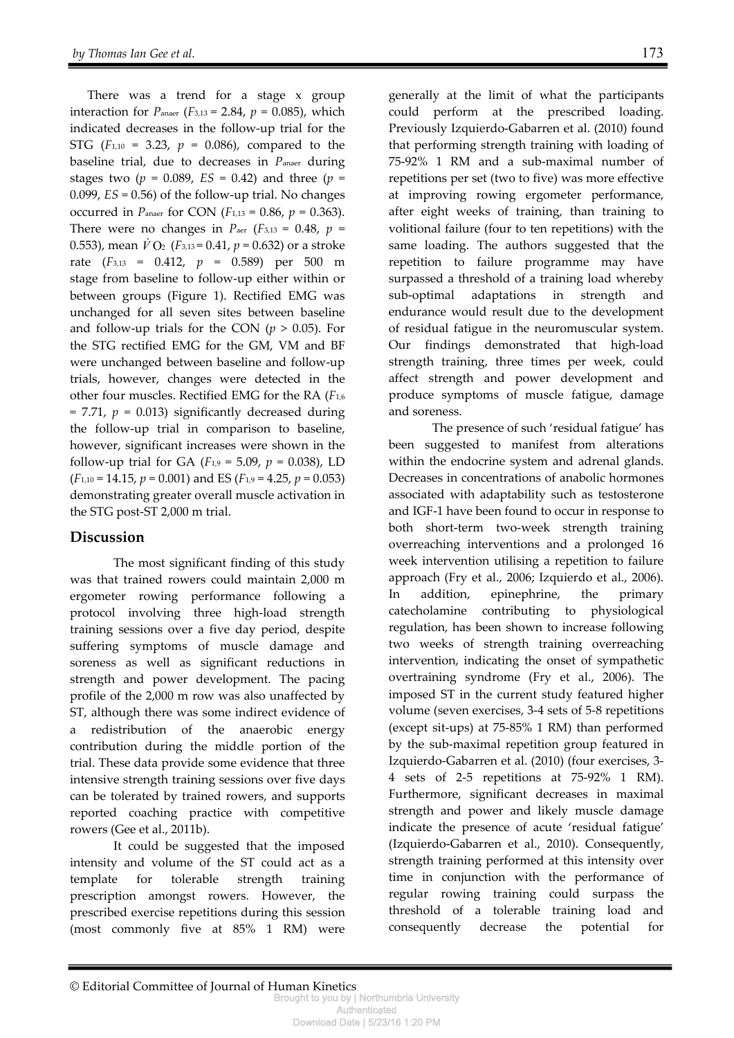There was a trend for a stage x group interaction for $P_{anaer}$ ($F_{3,13}$ = 2.84, $p$ = 0.085), which indicated decreases in the follow-up trial for the STG ($F_{1,10}$ = 3.23, $p$ = 0.086), compared to the baseline trial, due to decreases in $P_{anaer}$ during stages two ($p$ = 0.089, $ES$ = 0.42) and three ($p$ = 0.099, $ES$ = 0.56) of the follow-up trial. No changes occurred in $P_{anaer}$ for CON ($F_{1,13}$ = 0.86, $p$ = 0.363). There were no changes in $P_{aer}$ ($F_{3,13}$ = 0.48, $p$ = 0.553), mean $\dot{V}O_2$ ($F_{3,13}$ = 0.41, $p$ = 0.632) or a stroke rate ($F_{3,13}$ = 0.412, $p$ = 0.589) per 500 m stage from baseline to follow-up either within or between groups (Figure 1). Rectified EMG was unchanged for all seven sites between baseline and follow-up trials for the CON ($p$ > 0.05). For the STG rectified EMG for the GM, VM and BF were unchanged between baseline and follow-up trials, however, changes were detected in the other four muscles. Rectified EMG for the RA ($F_{1,6}$ = 7.71, $p$ = 0.013) significantly decreased during the follow-up trial in comparison to baseline, however, significant increases were shown in the follow-up trial for GA ($F_{1,9}$ = 5.09, $p$ = 0.038), LD ($F_{1,10}$ = 14.15, $p$ = 0.001) and ES ($F_{1,9}$ = 4.25, $p$ = 0.053) demonstrating greater overall muscle activation in the STG post-ST 2,000 m trial.

## Discussion

The most significant finding of this study was that trained rowers could maintain 2,000 m ergometer rowing performance following a protocol involving three high-load strength training sessions over a five day period, despite suffering symptoms of muscle damage and soreness as well as significant reductions in strength and power development. The pacing profile of the 2,000 m row was also unaffected by ST, although there was some indirect evidence of a redistribution of the anaerobic energy contribution during the middle portion of the trial. These data provide some evidence that three intensive strength training sessions over five days can be tolerated by trained rowers, and supports reported coaching practice with competitive rowers (Gee et al., 2011b).

It could be suggested that the imposed intensity and volume of the ST could act as a template for tolerable strength training prescription amongst rowers. However, the prescribed exercise repetitions during this session (most commonly five at 85% 1 RM) were generally at the limit of what the participants could perform at the prescribed loading. Previously Izquierdo-Gabarren et al. (2010) found that performing strength training with loading of 75-92% 1 RM and a sub-maximal number of repetitions per set (two to five) was more effective at improving rowing ergometer performance, after eight weeks of training, than training to volitional failure (four to ten repetitions) with the same loading. The authors suggested that the repetition to failure programme may have surpassed a threshold of a training load whereby sub-optimal adaptations in strength and endurance would result due to the development of residual fatigue in the neuromuscular system. Our findings demonstrated that high-load strength training, three times per week, could affect strength and power development and produce symptoms of muscle fatigue, damage and soreness.

The presence of such 'residual fatigue' has been suggested to manifest from alterations within the endocrine system and adrenal glands. Decreases in concentrations of anabolic hormones associated with adaptability such as testosterone and IGF-1 have been found to occur in response to both short-term two-week strength training overreaching interventions and a prolonged 16 week intervention utilising a repetition to failure approach (Fry et al., 2006; Izquierdo et al., 2006). In addition, epinephrine, the primary catecholamine contributing to physiological regulation, has been shown to increase following two weeks of strength training overreaching intervention, indicating the onset of sympathetic overtraining syndrome (Fry et al., 2006). The imposed ST in the current study featured higher volume (seven exercises, 3-4 sets of 5-8 repetitions (except sit-ups) at 75-85% 1 RM) than performed by the sub-maximal repetition group featured in Izquierdo-Gabarren et al. (2010) (four exercises, 3-4 sets of 2-5 repetitions at 75-92% 1 RM). Furthermore, significant decreases in maximal strength and power and likely muscle damage indicate the presence of acute 'residual fatigue' (Izquierdo-Gabarren et al., 2010). Consequently, strength training performed at this intensity over time in conjunction with the performance of regular rowing training could surpass the threshold of a tolerable training load and consequently decrease the potential for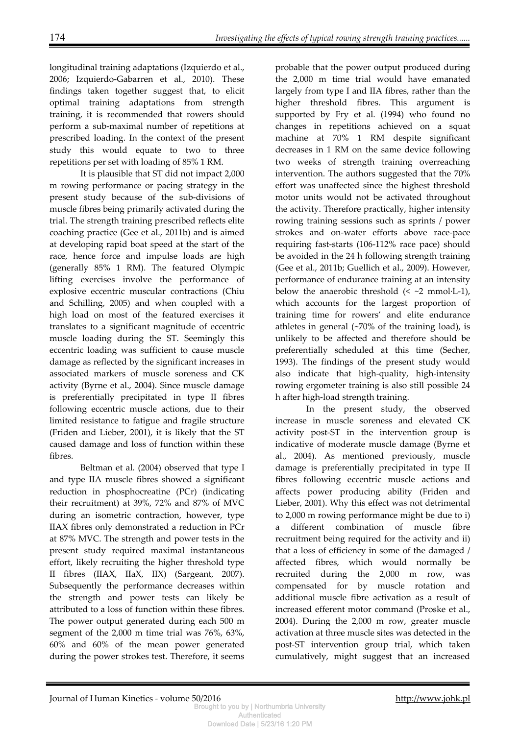longitudinal training adaptations (Izquierdo et al., 2006; Izquierdo-Gabarren et al., 2010). These findings taken together suggest that, to elicit optimal training adaptations from strength training, it is recommended that rowers should perform a sub-maximal number of repetitions at prescribed loading. In the context of the present study this would equate to two to three repetitions per set with loading of 85% 1 RM.

It is plausible that ST did not impact 2,000 m rowing performance or pacing strategy in the present study because of the sub-divisions of muscle fibres being primarily activated during the trial. The strength training prescribed reflects elite coaching practice (Gee et al., 2011b) and is aimed at developing rapid boat speed at the start of the race, hence force and impulse loads are high (generally 85% 1 RM). The featured Olympic lifting exercises involve the performance of explosive eccentric muscular contractions (Chiu and Schilling, 2005) and when coupled with a high load on most of the featured exercises it translates to a significant magnitude of eccentric muscle loading during the ST. Seemingly this eccentric loading was sufficient to cause muscle damage as reflected by the significant increases in associated markers of muscle soreness and CK activity (Byrne et al., 2004). Since muscle damage is preferentially precipitated in type II fibres following eccentric muscle actions, due to their limited resistance to fatigue and fragile structure (Friden and Lieber, 2001), it is likely that the ST caused damage and loss of function within these fibres.

Beltman et al. (2004) observed that type I and type IIA muscle fibres showed a significant reduction in phosphocreatine (PCr) (indicating their recruitment) at 39%, 72% and 87% of MVC during an isometric contraction, however, type IIAX fibres only demonstrated a reduction in PCr at 87% MVC. The strength and power tests in the present study required maximal instantaneous effort, likely recruiting the higher threshold type II fibres (IIAX, IIaX, IIX) (Sargeant, 2007). Subsequently the performance decreases within the strength and power tests can likely be attributed to a loss of function within these fibres. The power output generated during each 500 m segment of the 2,000 m time trial was 76%, 63%, 60% and 60% of the mean power generated during the power strokes test. Therefore, it seems probable that the power output produced during the 2,000 m time trial would have emanated largely from type I and IIA fibres, rather than the higher threshold fibres. This argument is supported by Fry et al. (1994) who found no changes in repetitions achieved on a squat machine at 70% 1 RM despite significant decreases in 1 RM on the same device following two weeks of strength training overreaching intervention. The authors suggested that the 70% effort was unaffected since the highest threshold motor units would not be activated throughout the activity. Therefore practically, higher intensity rowing training sessions such as sprints / power strokes and on-water efforts above race-pace requiring fast-starts (106-112% race pace) should be avoided in the 24 h following strength training (Gee et al., 2011b; Guellich et al., 2009). However, performance of endurance training at an intensity below the anaerobic threshold (< ~2 mmol·L-1), which accounts for the largest proportion of training time for rowers' and elite endurance athletes in general (~70% of the training load), is unlikely to be affected and therefore should be preferentially scheduled at this time (Secher, 1993). The findings of the present study would also indicate that high-quality, high-intensity rowing ergometer training is also still possible 24 h after high-load strength training.

In the present study, the observed increase in muscle soreness and elevated CK activity post-ST in the intervention group is indicative of moderate muscle damage (Byrne et al., 2004). As mentioned previously, muscle damage is preferentially precipitated in type II fibres following eccentric muscle actions and affects power producing ability (Friden and Lieber, 2001). Why this effect was not detrimental to 2,000 m rowing performance might be due to i) a different combination of muscle fibre recruitment being required for the activity and ii) that a loss of efficiency in some of the damaged / affected fibres, which would normally be recruited during the 2,000 m row, was compensated for by muscle rotation and additional muscle fibre activation as a result of increased efferent motor command (Proske et al., 2004). During the 2,000 m row, greater muscle activation at three muscle sites was detected in the post-ST intervention group trial, which taken cumulatively, might suggest that an increased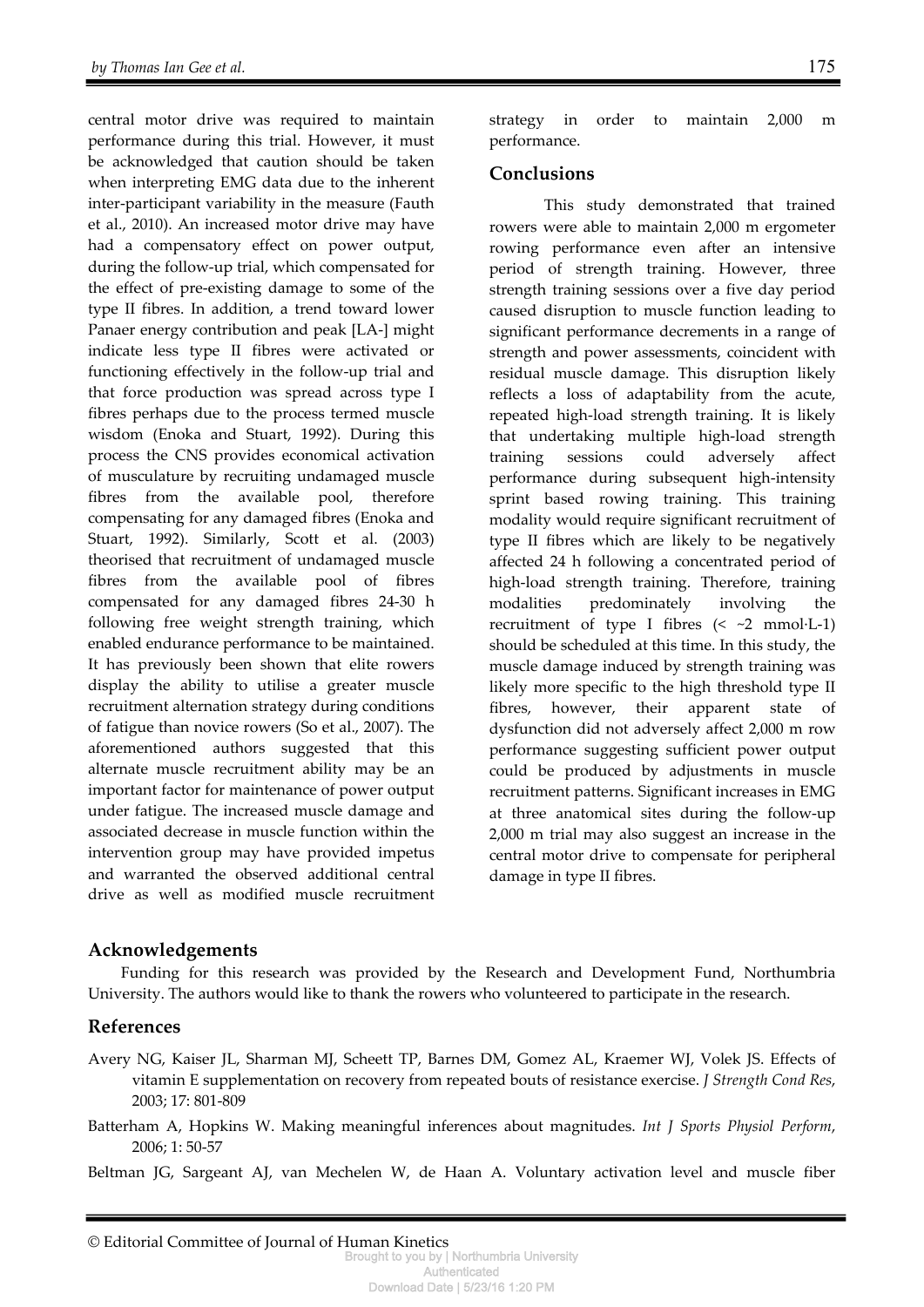central motor drive was required to maintain performance during this trial. However, it must be acknowledged that caution should be taken when interpreting EMG data due to the inherent inter-participant variability in the measure (Fauth et al., 2010). An increased motor drive may have had a compensatory effect on power output, during the follow-up trial, which compensated for the effect of pre-existing damage to some of the type II fibres. In addition, a trend toward lower Panaer energy contribution and peak [LA-] might indicate less type II fibres were activated or functioning effectively in the follow-up trial and that force production was spread across type I fibres perhaps due to the process termed muscle wisdom (Enoka and Stuart, 1992). During this process the CNS provides economical activation of musculature by recruiting undamaged muscle fibres from the available pool, therefore compensating for any damaged fibres (Enoka and Stuart, 1992). Similarly, Scott et al. (2003) theorised that recruitment of undamaged muscle fibres from the available pool of fibres compensated for any damaged fibres 24-30 h following free weight strength training, which enabled endurance performance to be maintained. It has previously been shown that elite rowers display the ability to utilise a greater muscle recruitment alternation strategy during conditions of fatigue than novice rowers (So et al., 2007). The aforementioned authors suggested that this alternate muscle recruitment ability may be an important factor for maintenance of power output under fatigue. The increased muscle damage and associated decrease in muscle function within the intervention group may have provided impetus and warranted the observed additional central drive as well as modified muscle recruitment strategy in order to maintain 2,000 m performance.

## Conclusions

This study demonstrated that trained rowers were able to maintain 2,000 m ergometer rowing performance even after an intensive period of strength training. However, three strength training sessions over a five day period caused disruption to muscle function leading to significant performance decrements in a range of strength and power assessments, coincident with residual muscle damage. This disruption likely reflects a loss of adaptability from the acute, repeated high-load strength training. It is likely that undertaking multiple high-load strength training sessions could adversely affect performance during subsequent high-intensity sprint based rowing training. This training modality would require significant recruitment of type II fibres which are likely to be negatively affected 24 h following a concentrated period of high-load strength training. Therefore, training modalities predominately involving the recruitment of type I fibres (< ~2 mmol·L-1) should be scheduled at this time. In this study, the muscle damage induced by strength training was likely more specific to the high threshold type II fibres, however, their apparent state of dysfunction did not adversely affect 2,000 m row performance suggesting sufficient power output could be produced by adjustments in muscle recruitment patterns. Significant increases in EMG at three anatomical sites during the follow-up 2,000 m trial may also suggest an increase in the central motor drive to compensate for peripheral damage in type II fibres.

## Acknowledgements

Funding for this research was provided by the Research and Development Fund, Northumbria University. The authors would like to thank the rowers who volunteered to participate in the research.

## References

Avery NG, Kaiser JL, Sharman MJ, Scheett TP, Barnes DM, Gomez AL, Kraemer WJ, Volek JS. Effects of vitamin E supplementation on recovery from repeated bouts of resistance exercise. *J Strength Cond Res*, 2003; 17: 801-809

Batterham A, Hopkins W. Making meaningful inferences about magnitudes. *Int J Sports Physiol Perform*, 2006; 1: 50-57

Beltman JG, Sargeant AJ, van Mechelen W, de Haan A. Voluntary activation level and muscle fiber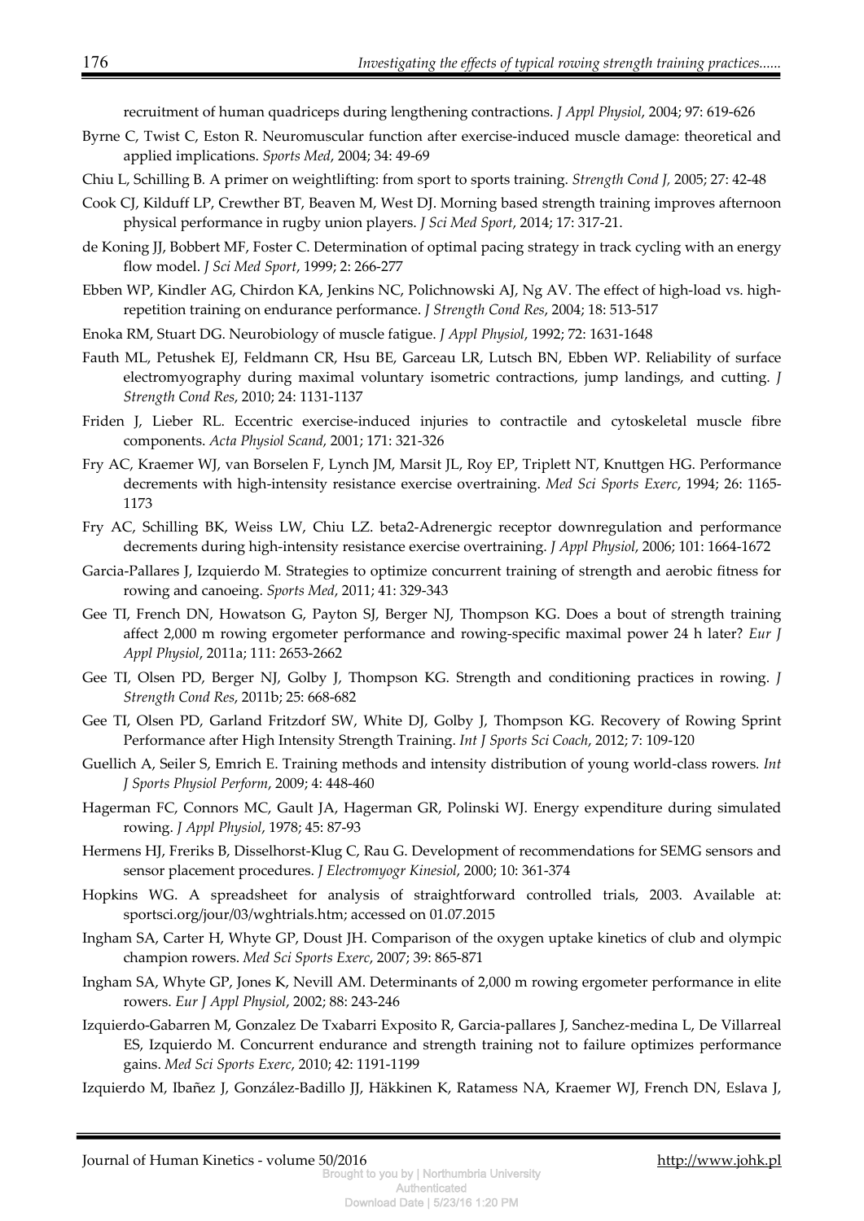recruitment of human quadriceps during lengthening contractions. *J Appl Physiol*, 2004; 97: 619-626

Byrne C, Twist C, Eston R. Neuromuscular function after exercise-induced muscle damage: theoretical and applied implications. *Sports Med*, 2004; 34: 49-69

Chiu L, Schilling B. A primer on weightlifting: from sport to sports training. *Strength Cond J*, 2005; 27: 42-48

Cook CJ, Kilduff LP, Crewther BT, Beaven M, West DJ. Morning based strength training improves afternoon physical performance in rugby union players. *J Sci Med Sport*, 2014; 17: 317-21.

de Koning JJ, Bobbert MF, Foster C. Determination of optimal pacing strategy in track cycling with an energy flow model. *J Sci Med Sport*, 1999; 2: 266-277

Ebben WP, Kindler AG, Chirdon KA, Jenkins NC, Polichnowski AJ, Ng AV. The effect of high-load vs. high-repetition training on endurance performance. *J Strength Cond Res*, 2004; 18: 513-517

Enoka RM, Stuart DG. Neurobiology of muscle fatigue. *J Appl Physiol*, 1992; 72: 1631-1648

Fauth ML, Petushek EJ, Feldmann CR, Hsu BE, Garceau LR, Lutsch BN, Ebben WP. Reliability of surface electromyography during maximal voluntary isometric contractions, jump landings, and cutting. *J Strength Cond Res*, 2010; 24: 1131-1137

Friden J, Lieber RL. Eccentric exercise-induced injuries to contractile and cytoskeletal muscle fibre components. *Acta Physiol Scand*, 2001; 171: 321-326

Fry AC, Kraemer WJ, van Borselen F, Lynch JM, Marsit JL, Roy EP, Triplett NT, Knuttgen HG. Performance decrements with high-intensity resistance exercise overtraining. *Med Sci Sports Exerc*, 1994; 26: 1165-1173

Fry AC, Schilling BK, Weiss LW, Chiu LZ. beta2-Adrenergic receptor downregulation and performance decrements during high-intensity resistance exercise overtraining. *J Appl Physiol*, 2006; 101: 1664-1672

Garcia-Pallares J, Izquierdo M. Strategies to optimize concurrent training of strength and aerobic fitness for rowing and canoeing. *Sports Med*, 2011; 41: 329-343

Gee TI, French DN, Howatson G, Payton SJ, Berger NJ, Thompson KG. Does a bout of strength training affect 2,000 m rowing ergometer performance and rowing-specific maximal power 24 h later? *Eur J Appl Physiol*, 2011a; 111: 2653-2662

Gee TI, Olsen PD, Berger NJ, Golby J, Thompson KG. Strength and conditioning practices in rowing. *J Strength Cond Res*, 2011b; 25: 668-682

Gee TI, Olsen PD, Garland Fritzdorf SW, White DJ, Golby J, Thompson KG. Recovery of Rowing Sprint Performance after High Intensity Strength Training. *Int J Sports Sci Coach*, 2012; 7: 109-120

Guellich A, Seiler S, Emrich E. Training methods and intensity distribution of young world-class rowers. *Int J Sports Physiol Perform*, 2009; 4: 448-460

Hagerman FC, Connors MC, Gault JA, Hagerman GR, Polinski WJ. Energy expenditure during simulated rowing. *J Appl Physiol*, 1978; 45: 87-93

Hermens HJ, Freriks B, Disselhorst-Klug C, Rau G. Development of recommendations for SEMG sensors and sensor placement procedures. *J Electromyogr Kinesiol*, 2000; 10: 361-374

Hopkins WG. A spreadsheet for analysis of straightforward controlled trials, 2003. Available at: sportsci.org/jour/03/wghtrials.htm; accessed on 01.07.2015

Ingham SA, Carter H, Whyte GP, Doust JH. Comparison of the oxygen uptake kinetics of club and olympic champion rowers. *Med Sci Sports Exerc*, 2007; 39: 865-871

Ingham SA, Whyte GP, Jones K, Nevill AM. Determinants of 2,000 m rowing ergometer performance in elite rowers. *Eur J Appl Physiol*, 2002; 88: 243-246

Izquierdo-Gabarren M, Gonzalez De Txabarri Exposito R, Garcia-pallares J, Sanchez-medina L, De Villarreal ES, Izquierdo M. Concurrent endurance and strength training not to failure optimizes performance gains. *Med Sci Sports Exerc*, 2010; 42: 1191-1199

Izquierdo M, Ibañez J, González-Badillo JJ, Häkkinen K, Ratamess NA, Kraemer WJ, French DN, Eslava J,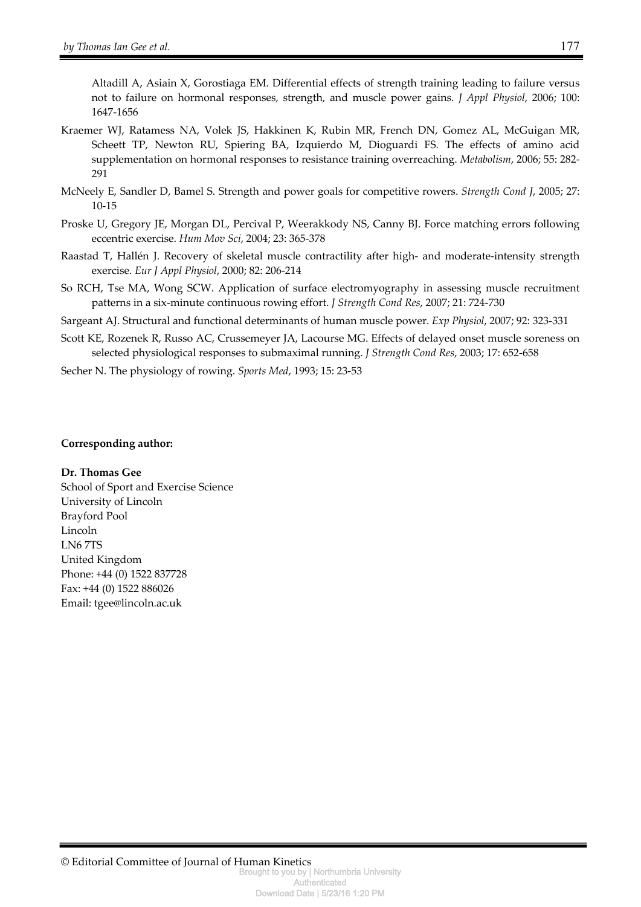Altadill A, Asiain X, Gorostiaga EM. Differential effects of strength training leading to failure versus not to failure on hormonal responses, strength, and muscle power gains. *J Appl Physiol*, 2006; 100: 1647-1656

Kraemer WJ, Ratamess NA, Volek JS, Hakkinen K, Rubin MR, French DN, Gomez AL, McGuigan MR, Scheett TP, Newton RU, Spiering BA, Izquierdo M, Dioguardi FS. The effects of amino acid supplementation on hormonal responses to resistance training overreaching. *Metabolism*, 2006; 55: 282-291

McNeely E, Sandler D, Bamel S. Strength and power goals for competitive rowers. *Strength Cond J*, 2005; 27: 10-15

Proske U, Gregory JE, Morgan DL, Percival P, Weerakkody NS, Canny BJ. Force matching errors following eccentric exercise. *Hum Mov Sci*, 2004; 23: 365-378

Raastad T, Hallén J. Recovery of skeletal muscle contractility after high- and moderate-intensity strength exercise. *Eur J Appl Physiol*, 2000; 82: 206-214

So RCH, Tse MA, Wong SCW. Application of surface electromyography in assessing muscle recruitment patterns in a six-minute continuous rowing effort. *J Strength Cond Res*, 2007; 21: 724-730

Sargeant AJ. Structural and functional determinants of human muscle power. *Exp Physiol*, 2007; 92: 323-331

Scott KE, Rozenek R, Russo AC, Crussemeyer JA, Lacourse MG. Effects of delayed onset muscle soreness on selected physiological responses to submaximal running. *J Strength Cond Res*, 2003; 17: 652-658

Secher N. The physiology of rowing. *Sports Med*, 1993; 15: 23-53

**Corresponding author:**

**Dr. Thomas Gee**
School of Sport and Exercise Science
University of Lincoln
Brayford Pool
Lincoln
LN6 7TS
United Kingdom
Phone: +44 (0) 1522 837728
Fax: +44 (0) 1522 886026
Email: tgee@lincoln.ac.uk